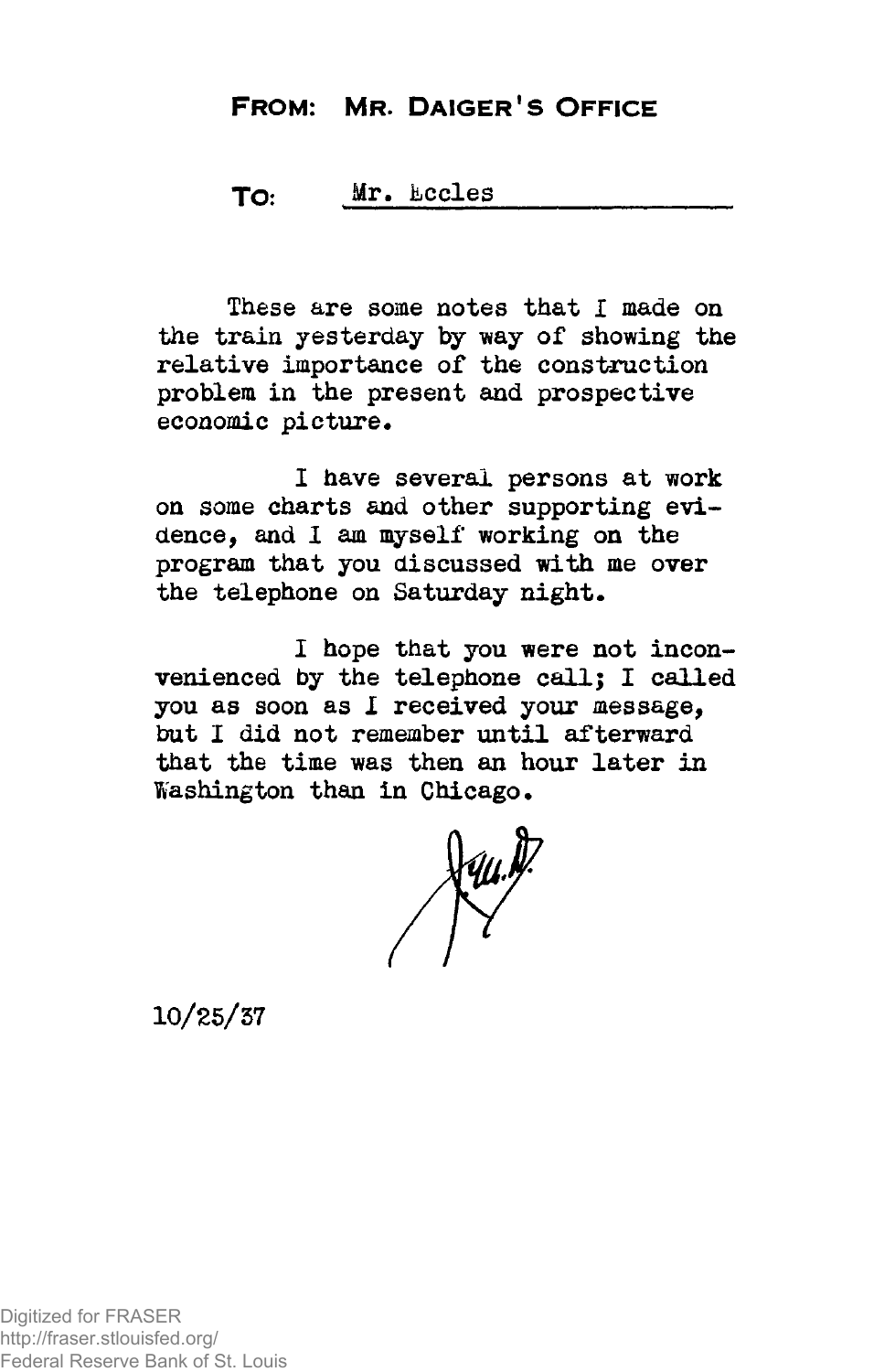**FROM: MR. DAIGER'S OFFICE**

**TO:** Mr. Eccles

These are some notes that I made on the train yesterday by way of showing the relative importance of the construction problem in the present and prospective economic picture.

I have several persons at work on some charts and other supporting evidence, and I am myself working on the program that you discussed with me over the telephone on Saturday night.

I hope that you were not inconvenienced by the telephone call; I called you as soon as I received your message, but I did not remember until afterward that the time was then an hour later in Washington than in Chicago.

J.M.D.

10/25/37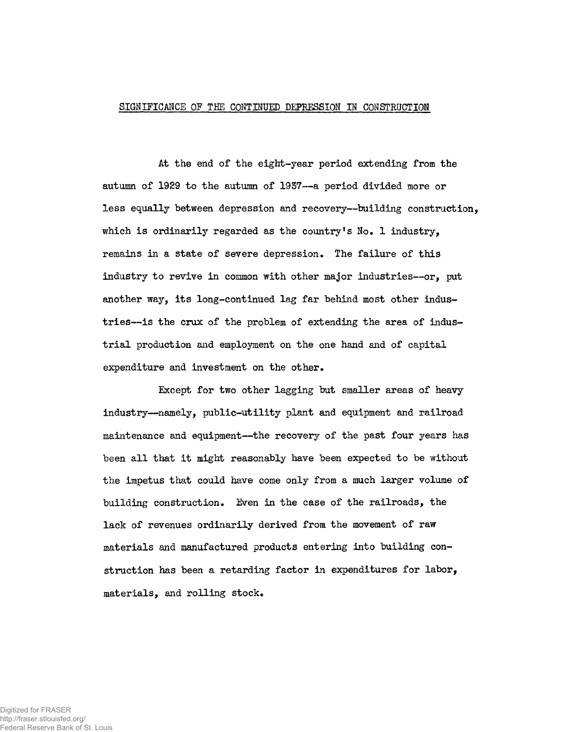## SIGNIFICANCE OF THE CONTINUED DEPRESSION IN CONSTRUCTION

At the end of the eight-year period extending from the autumn of 1929 to the autumn of 1937--a period divided more or less equally between depression and recovery--building construction, which is ordinarily regarded as the country's No. 1 industry, remains in a state of severe depression. The failure of this industry to revive in common with other major industries--or, put another way, its long-continued lag far behind most other industries--is the crux of the problem of extending the area of industrial production and employment on the one hand and of capital expenditure and investment on the other.

Except for two other lagging but smaller areas of heavy industry--namely, public-utility plant and equipment and railroad maintenance and equipment--the recovery of the past four years has been all that it might reasonably have been expected to be without the impetus that could have come only from a much larger volume of building construction. Even in the case of the railroads, the lack of revenues ordinarily derived from the movement of raw materials and manufactured products entering into building construction has been a retarding factor in expenditures for labor, materials, and rolling stock.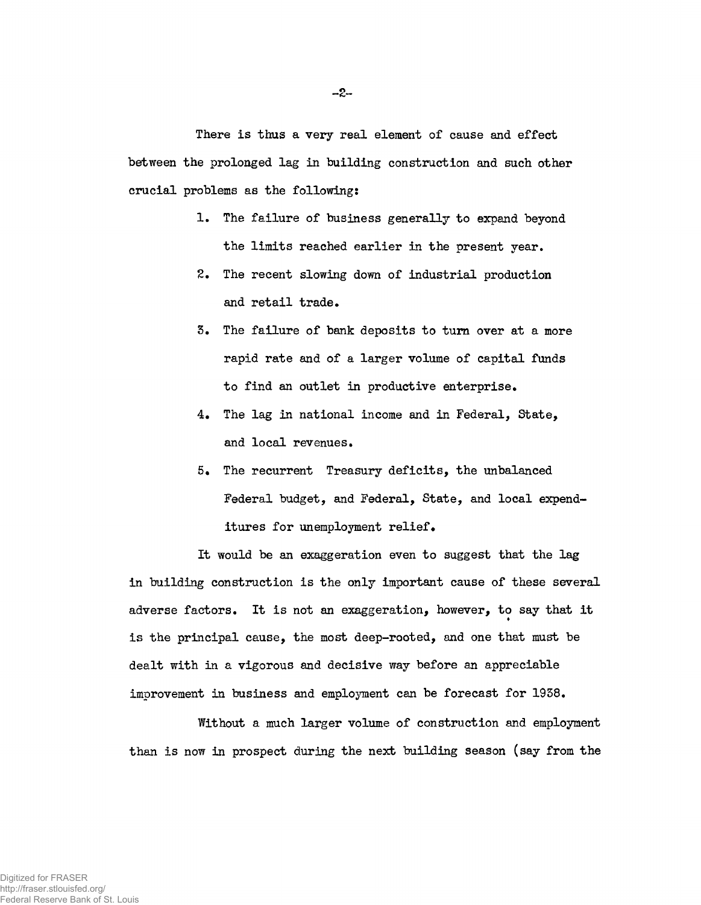There is thus a very real element of cause and effect between the prolonged lag in building construction and such other crucial problems as the following:

1. The failure of business generally to expand beyond the limits reached earlier in the present year.
2. The recent slowing down of industrial production and retail trade.
3. The failure of bank deposits to turn over at a more rapid rate and of a larger volume of capital funds to find an outlet in productive enterprise.
4. The lag in national income and in Federal, State, and local revenues.
5. The recurrent Treasury deficits, the unbalanced Federal budget, and Federal, State, and local expenditures for unemployment relief.

It would be an exaggeration even to suggest that the lag in building construction is the only important cause of these several adverse factors. It is not an exaggeration, however, to say that it is the principal cause, the most deep-rooted, and one that must be dealt with in a vigorous and decisive way before an appreciable improvement in business and employment can be forecast for 1938.

Without a much larger volume of construction and employment than is now in prospect during the next building season (say from the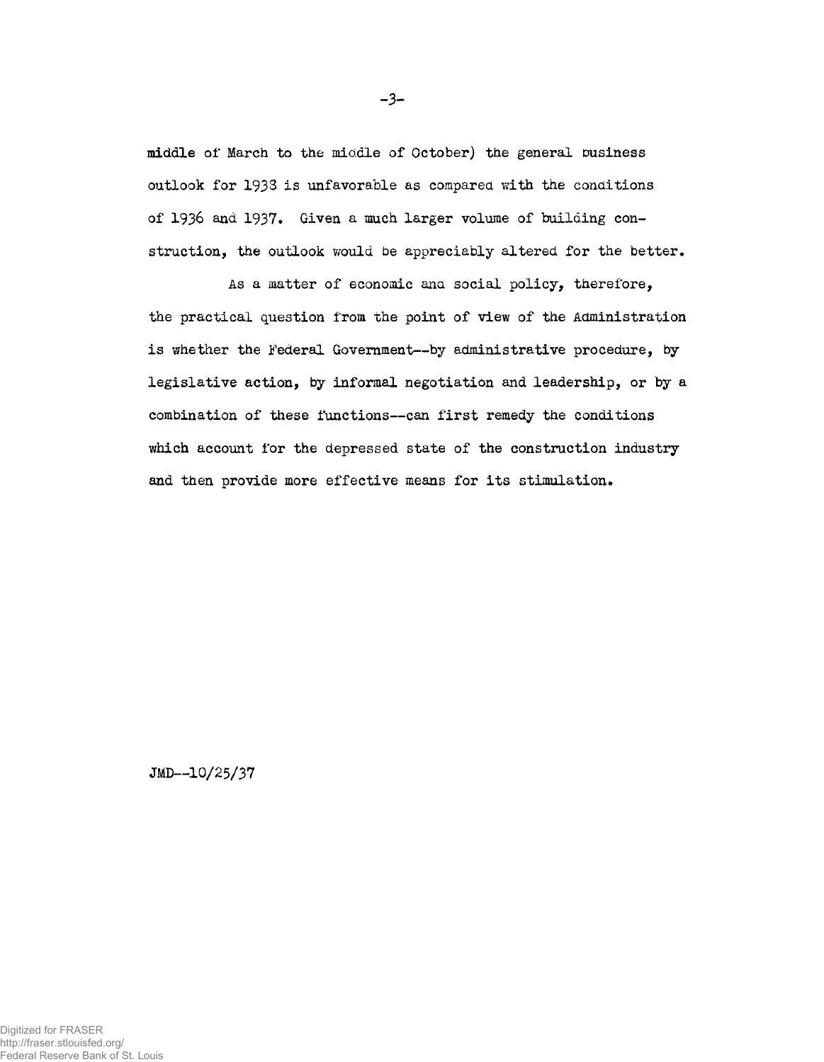middle of March to the middle of October) the general business outlook for 1938 is unfavorable as compared with the conditions of 1936 and 1937. Given a much larger volume of building construction, the outlook would be appreciably altered for the better.

As a matter of economic and social policy, therefore, the practical question from the point of view of the Administration is whether the Federal Government--by administrative procedure, by legislative action, by informal negotiation and leadership, or by a combination of these functions--can first remedy the conditions which account for the depressed state of the construction industry and then provide more effective means for its stimulation.

JMD--10/25/37